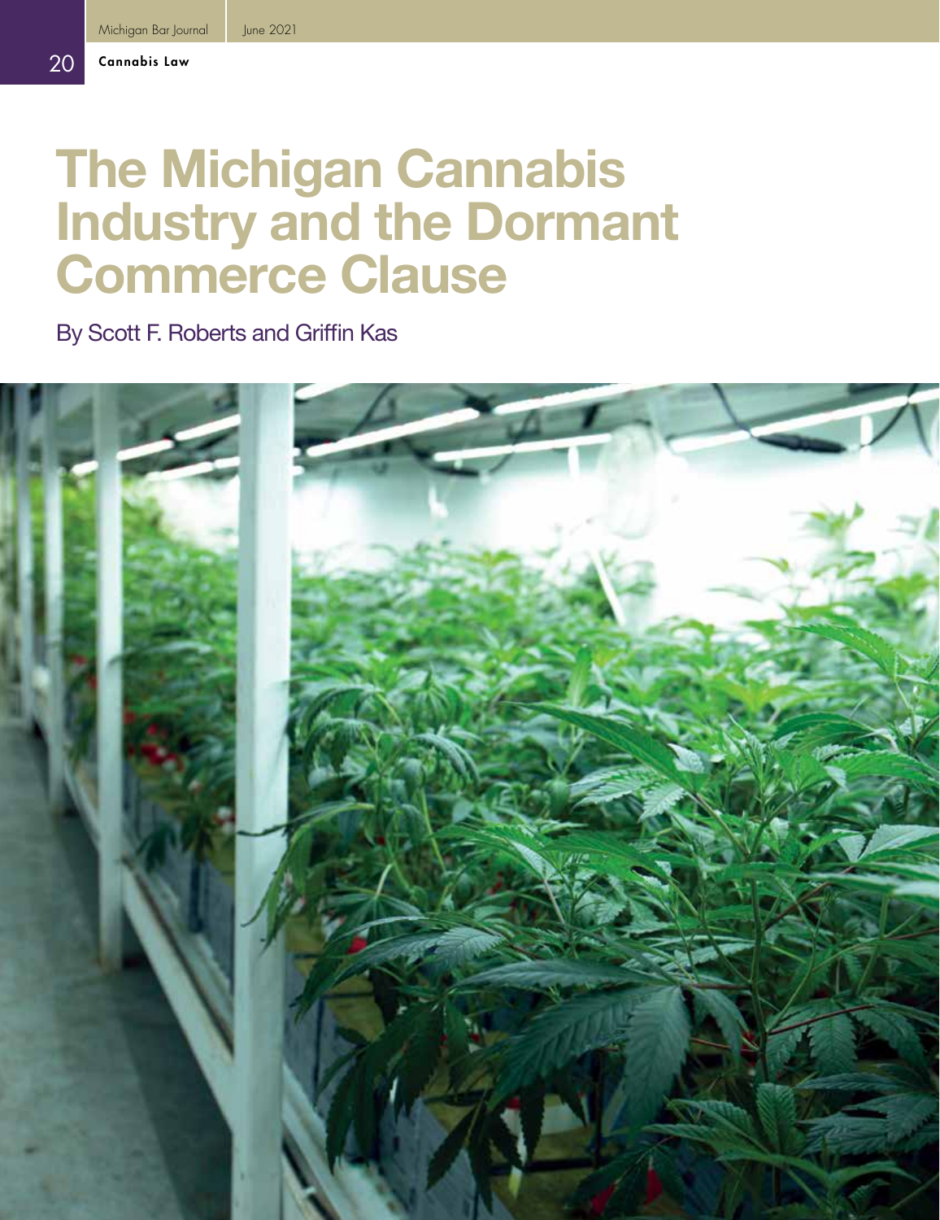# The Michigan Cannabis Industry and the Dormant Commerce Clause

By Scott F. Roberts and Griffin Kas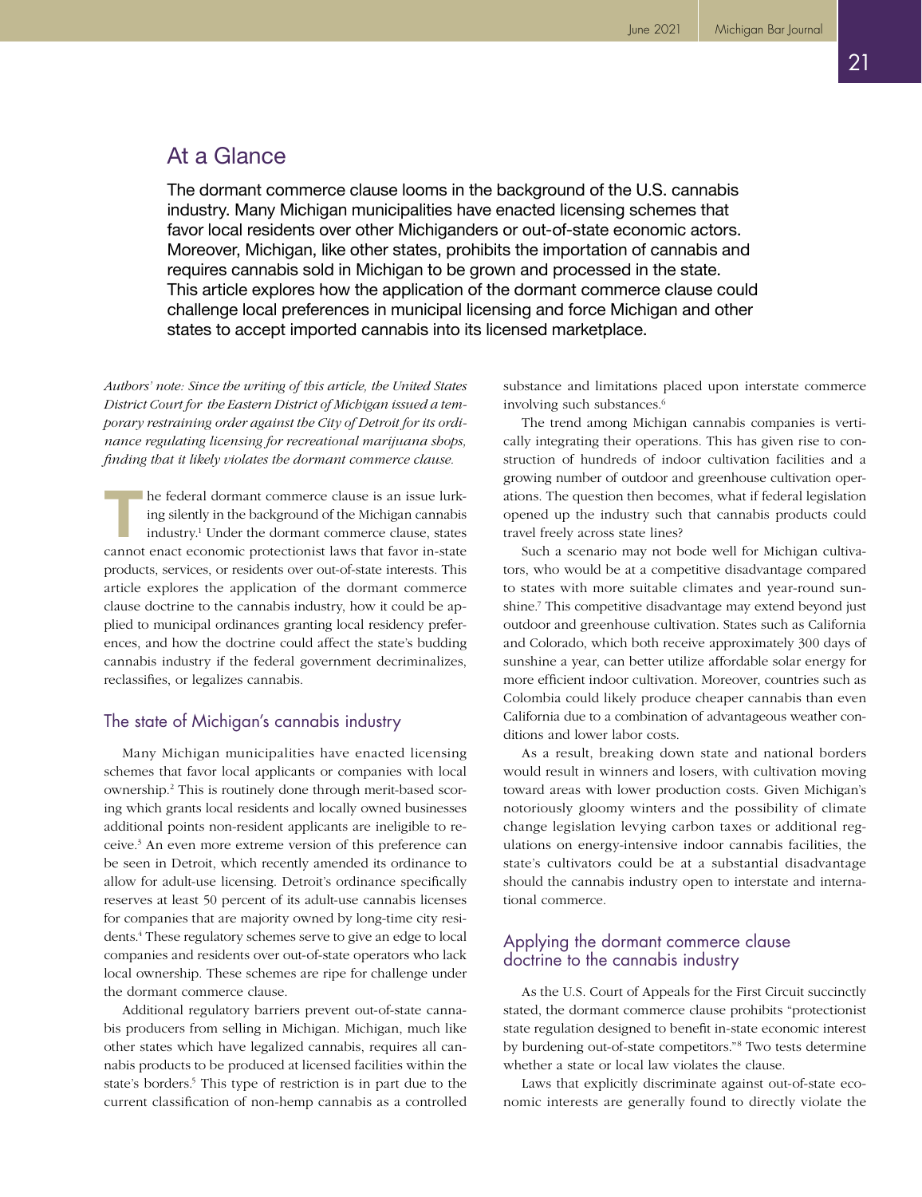## At a Glance

The dormant commerce clause looms in the background of the U.S. cannabis industry. Many Michigan municipalities have enacted licensing schemes that favor local residents over other Michiganders or out-of-state economic actors. Moreover, Michigan, like other states, prohibits the importation of cannabis and requires cannabis sold in Michigan to be grown and processed in the state. This article explores how the application of the dormant commerce clause could challenge local preferences in municipal licensing and force Michigan and other states to accept imported cannabis into its licensed marketplace.

*Authors' note: Since the writing of this article, the United States District Court for the Eastern District of Michigan issued a temporary restraining order against the City of Detroit for its ordinance regulating licensing for recreational marijuana shops, finding that it likely violates the dormant commerce clause.*

The federal dormant commerce clause is an issue lurking silently in the background of the Michigan cannabis industry.[1] Under the dormant commerce clause, states cannot enact economic protectionist laws that favor in-state products, services, or residents over out-of-state interests. This article explores the application of the dormant commerce clause doctrine to the cannabis industry, how it could be applied to municipal ordinances granting local residency preferences, and how the doctrine could affect the state's budding cannabis industry if the federal government decriminalizes, reclassifies, or legalizes cannabis.

### The state of Michigan's cannabis industry

Many Michigan municipalities have enacted licensing schemes that favor local applicants or companies with local ownership.[2] This is routinely done through merit-based scoring which grants local residents and locally owned businesses additional points non-resident applicants are ineligible to receive.[3] An even more extreme version of this preference can be seen in Detroit, which recently amended its ordinance to allow for adult-use licensing. Detroit's ordinance specifically reserves at least 50 percent of its adult-use cannabis licenses for companies that are majority owned by long-time city residents.[4] These regulatory schemes serve to give an edge to local companies and residents over out-of-state operators who lack local ownership. These schemes are ripe for challenge under the dormant commerce clause.

Additional regulatory barriers prevent out-of-state cannabis producers from selling in Michigan. Michigan, much like other states which have legalized cannabis, requires all cannabis products to be produced at licensed facilities within the state's borders.[5] This type of restriction is in part due to the current classification of non-hemp cannabis as a controlled substance and limitations placed upon interstate commerce involving such substances.[6]

The trend among Michigan cannabis companies is vertically integrating their operations. This has given rise to construction of hundreds of indoor cultivation facilities and a growing number of outdoor and greenhouse cultivation operations. The question then becomes, what if federal legislation opened up the industry such that cannabis products could travel freely across state lines?

Such a scenario may not bode well for Michigan cultivators, who would be at a competitive disadvantage compared to states with more suitable climates and year-round sunshine.[7] This competitive disadvantage may extend beyond just outdoor and greenhouse cultivation. States such as California and Colorado, which both receive approximately 300 days of sunshine a year, can better utilize affordable solar energy for more efficient indoor cultivation. Moreover, countries such as Colombia could likely produce cheaper cannabis than even California due to a combination of advantageous weather conditions and lower labor costs.

As a result, breaking down state and national borders would result in winners and losers, with cultivation moving toward areas with lower production costs. Given Michigan's notoriously gloomy winters and the possibility of climate change legislation levying carbon taxes or additional regulations on energy-intensive indoor cannabis facilities, the state's cultivators could be at a substantial disadvantage should the cannabis industry open to interstate and international commerce.

### Applying the dormant commerce clause doctrine to the cannabis industry

As the U.S. Court of Appeals for the First Circuit succinctly stated, the dormant commerce clause prohibits "protectionist state regulation designed to benefit in-state economic interest by burdening out-of-state competitors."[8] Two tests determine whether a state or local law violates the clause.

Laws that explicitly discriminate against out-of-state economic interests are generally found to directly violate the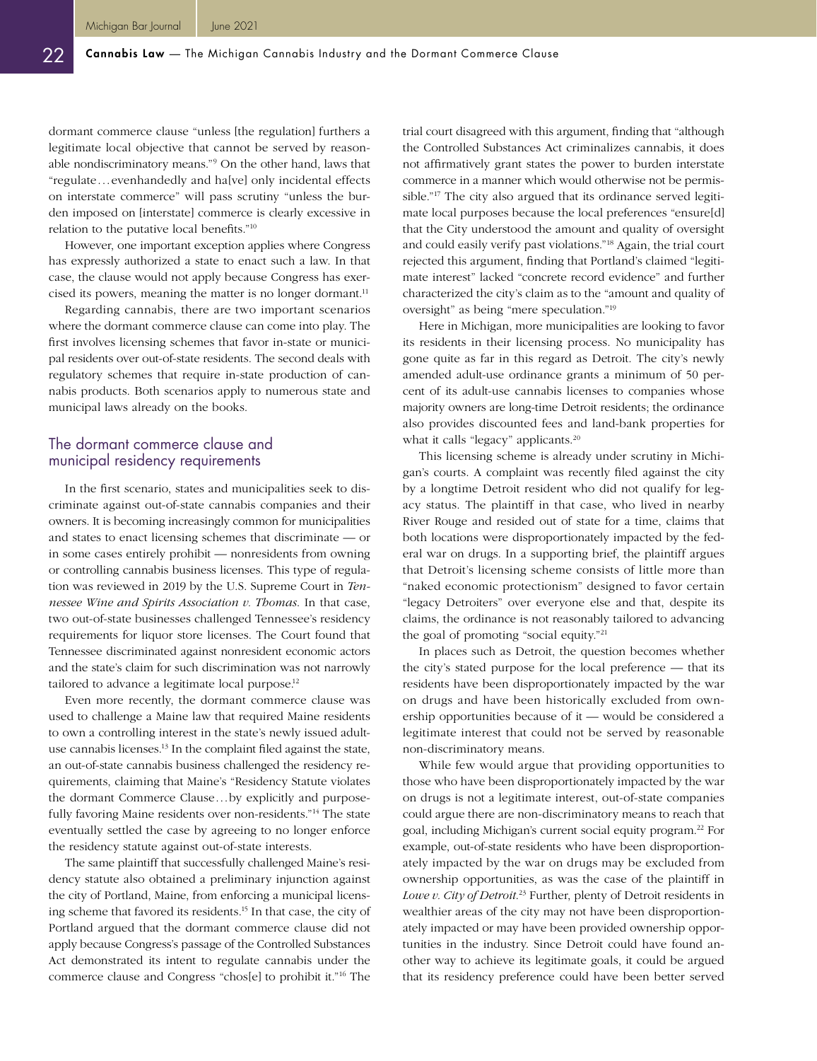dormant commerce clause "unless [the regulation] furthers a legitimate local objective that cannot be served by reasonable nondiscriminatory means."[9] On the other hand, laws that "regulate…evenhandedly and ha[ve] only incidental effects on interstate commerce" will pass scrutiny "unless the burden imposed on [interstate] commerce is clearly excessive in relation to the putative local benefits."[10]

However, one important exception applies where Congress has expressly authorized a state to enact such a law. In that case, the clause would not apply because Congress has exercised its powers, meaning the matter is no longer dormant.[11]

Regarding cannabis, there are two important scenarios where the dormant commerce clause can come into play. The first involves licensing schemes that favor in-state or municipal residents over out-of-state residents. The second deals with regulatory schemes that require in-state production of cannabis products. Both scenarios apply to numerous state and municipal laws already on the books.

## The dormant commerce clause and municipal residency requirements

In the first scenario, states and municipalities seek to discriminate against out-of-state cannabis companies and their owners. It is becoming increasingly common for municipalities and states to enact licensing schemes that discriminate — or in some cases entirely prohibit — nonresidents from owning or controlling cannabis business licenses. This type of regulation was reviewed in 2019 by the U.S. Supreme Court in *Tennessee Wine and Spirits Association v. Thomas*. In that case, two out-of-state businesses challenged Tennessee's residency requirements for liquor store licenses. The Court found that Tennessee discriminated against nonresident economic actors and the state's claim for such discrimination was not narrowly tailored to advance a legitimate local purpose.[12]

Even more recently, the dormant commerce clause was used to challenge a Maine law that required Maine residents to own a controlling interest in the state's newly issued adult-use cannabis licenses.[13] In the complaint filed against the state, an out-of-state cannabis business challenged the residency requirements, claiming that Maine's "Residency Statute violates the dormant Commerce Clause…by explicitly and purposefully favoring Maine residents over non-residents."[14] The state eventually settled the case by agreeing to no longer enforce the residency statute against out-of-state interests.

The same plaintiff that successfully challenged Maine's residency statute also obtained a preliminary injunction against the city of Portland, Maine, from enforcing a municipal licensing scheme that favored its residents.[15] In that case, the city of Portland argued that the dormant commerce clause did not apply because Congress's passage of the Controlled Substances Act demonstrated its intent to regulate cannabis under the commerce clause and Congress "chos[e] to prohibit it."[16] The trial court disagreed with this argument, finding that "although the Controlled Substances Act criminalizes cannabis, it does not affirmatively grant states the power to burden interstate commerce in a manner which would otherwise not be permissible."[17] The city also argued that its ordinance served legitimate local purposes because the local preferences "ensure[d] that the City understood the amount and quality of oversight and could easily verify past violations."[18] Again, the trial court rejected this argument, finding that Portland's claimed "legitimate interest" lacked "concrete record evidence" and further characterized the city's claim as to the "amount and quality of oversight" as being "mere speculation."[19]

Here in Michigan, more municipalities are looking to favor its residents in their licensing process. No municipality has gone quite as far in this regard as Detroit. The city's newly amended adult-use ordinance grants a minimum of 50 percent of its adult-use cannabis licenses to companies whose majority owners are long-time Detroit residents; the ordinance also provides discounted fees and land-bank properties for what it calls "legacy" applicants.[20]

This licensing scheme is already under scrutiny in Michigan's courts. A complaint was recently filed against the city by a longtime Detroit resident who did not qualify for legacy status. The plaintiff in that case, who lived in nearby River Rouge and resided out of state for a time, claims that both locations were disproportionately impacted by the federal war on drugs. In a supporting brief, the plaintiff argues that Detroit's licensing scheme consists of little more than "naked economic protectionism" designed to favor certain "legacy Detroiters" over everyone else and that, despite its claims, the ordinance is not reasonably tailored to advancing the goal of promoting "social equity."[21]

In places such as Detroit, the question becomes whether the city's stated purpose for the local preference — that its residents have been disproportionately impacted by the war on drugs and have been historically excluded from ownership opportunities because of it — would be considered a legitimate interest that could not be served by reasonable non-discriminatory means.

While few would argue that providing opportunities to those who have been disproportionately impacted by the war on drugs is not a legitimate interest, out-of-state companies could argue there are non-discriminatory means to reach that goal, including Michigan's current social equity program.[22] For example, out-of-state residents who have been disproportionately impacted by the war on drugs may be excluded from ownership opportunities, as was the case of the plaintiff in *Lowe v. City of Detroit*.[23] Further, plenty of Detroit residents in wealthier areas of the city may not have been disproportionately impacted or may have been provided ownership opportunities in the industry. Since Detroit could have found another way to achieve its legitimate goals, it could be argued that its residency preference could have been better served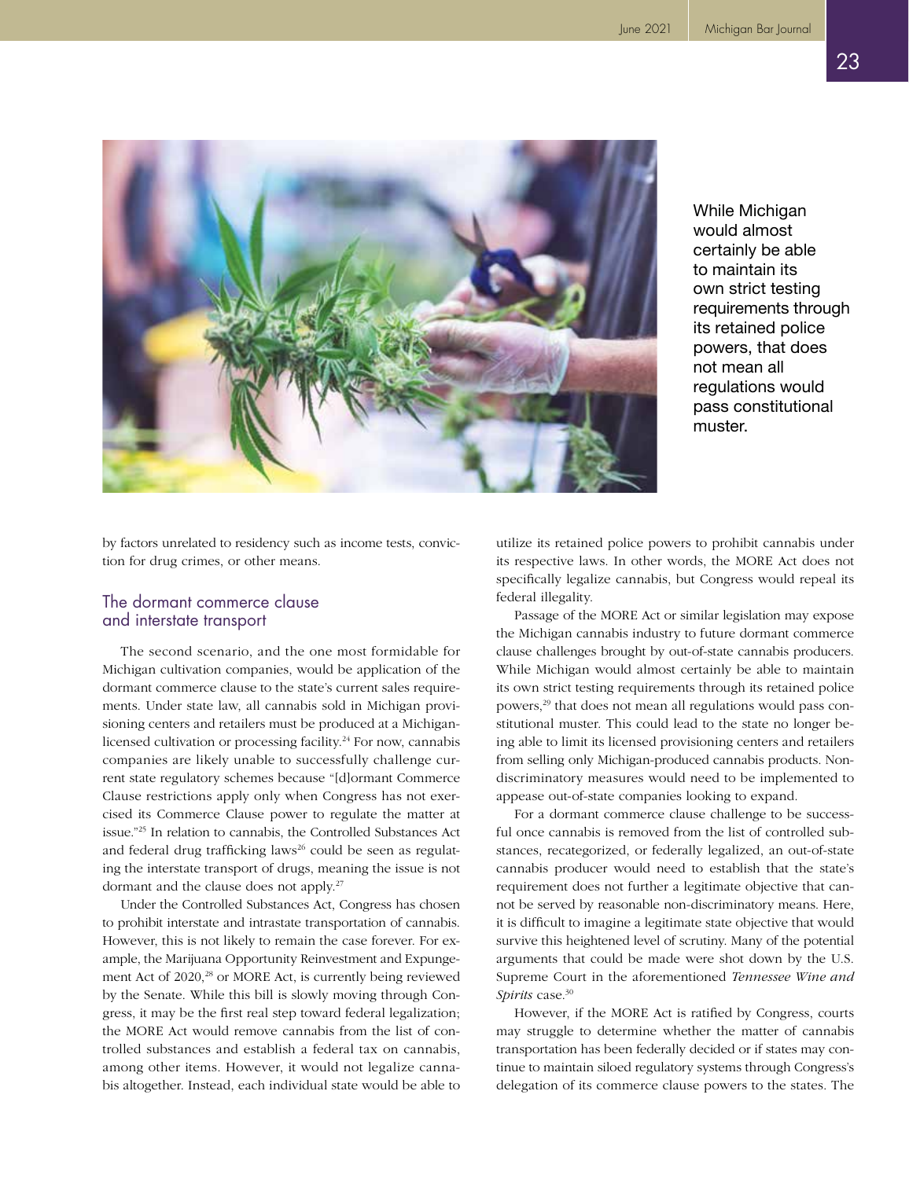While Michigan would almost certainly be able to maintain its own strict testing requirements through its retained police powers, that does not mean all regulations would pass constitutional muster.

by factors unrelated to residency such as income tests, conviction for drug crimes, or other means.

## The dormant commerce clause and interstate transport

The second scenario, and the one most formidable for Michigan cultivation companies, would be application of the dormant commerce clause to the state's current sales requirements. Under state law, all cannabis sold in Michigan provisioning centers and retailers must be produced at a Michigan-licensed cultivation or processing facility.[24] For now, cannabis companies are likely unable to successfully challenge current state regulatory schemes because "[d]ormant Commerce Clause restrictions apply only when Congress has not exercised its Commerce Clause power to regulate the matter at issue."[25] In relation to cannabis, the Controlled Substances Act and federal drug trafficking laws[26] could be seen as regulating the interstate transport of drugs, meaning the issue is not dormant and the clause does not apply.[27]

Under the Controlled Substances Act, Congress has chosen to prohibit interstate and intrastate transportation of cannabis. However, this is not likely to remain the case forever. For example, the Marijuana Opportunity Reinvestment and Expungement Act of 2020,[28] or MORE Act, is currently being reviewed by the Senate. While this bill is slowly moving through Congress, it may be the first real step toward federal legalization; the MORE Act would remove cannabis from the list of controlled substances and establish a federal tax on cannabis, among other items. However, it would not legalize cannabis altogether. Instead, each individual state would be able to utilize its retained police powers to prohibit cannabis under its respective laws. In other words, the MORE Act does not specifically legalize cannabis, but Congress would repeal its federal illegality.

Passage of the MORE Act or similar legislation may expose the Michigan cannabis industry to future dormant commerce clause challenges brought by out-of-state cannabis producers. While Michigan would almost certainly be able to maintain its own strict testing requirements through its retained police powers,[29] that does not mean all regulations would pass constitutional muster. This could lead to the state no longer being able to limit its licensed provisioning centers and retailers from selling only Michigan-produced cannabis products. Non-discriminatory measures would need to be implemented to appease out-of-state companies looking to expand.

For a dormant commerce clause challenge to be successful once cannabis is removed from the list of controlled substances, recategorized, or federally legalized, an out-of-state cannabis producer would need to establish that the state's requirement does not further a legitimate objective that cannot be served by reasonable non-discriminatory means. Here, it is difficult to imagine a legitimate state objective that would survive this heightened level of scrutiny. Many of the potential arguments that could be made were shot down by the U.S. Supreme Court in the aforementioned *Tennessee Wine and Spirits* case.[30]

However, if the MORE Act is ratified by Congress, courts may struggle to determine whether the matter of cannabis transportation has been federally decided or if states may continue to maintain siloed regulatory systems through Congress's delegation of its commerce clause powers to the states. The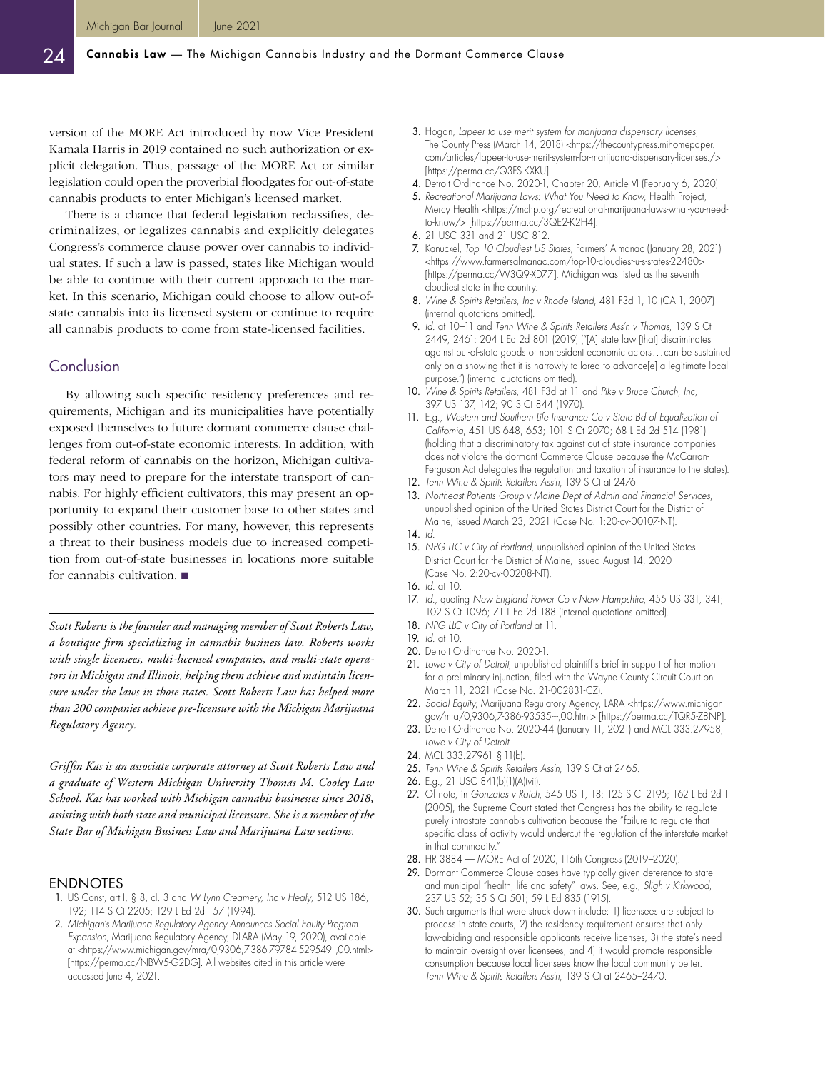version of the MORE Act introduced by now Vice President Kamala Harris in 2019 contained no such authorization or explicit delegation. Thus, passage of the MORE Act or similar legislation could open the proverbial floodgates for out-of-state cannabis products to enter Michigan's licensed market.

There is a chance that federal legislation reclassifies, decriminalizes, or legalizes cannabis and explicitly delegates Congress's commerce clause power over cannabis to individual states. If such a law is passed, states like Michigan would be able to continue with their current approach to the market. In this scenario, Michigan could choose to allow out-of-state cannabis into its licensed system or continue to require all cannabis products to come from state-licensed facilities.

## Conclusion

By allowing such specific residency preferences and requirements, Michigan and its municipalities have potentially exposed themselves to future dormant commerce clause challenges from out-of-state economic interests. In addition, with federal reform of cannabis on the horizon, Michigan cultivators may need to prepare for the interstate transport of cannabis. For highly efficient cultivators, this may present an opportunity to expand their customer base to other states and possibly other countries. For many, however, this represents a threat to their business models due to increased competition from out-of-state businesses in locations more suitable for cannabis cultivation. ■

---

*Scott Roberts is the founder and managing member of Scott Roberts Law, a boutique firm specializing in cannabis business law. Roberts works with single licensees, multi-licensed companies, and multi-state operators in Michigan and Illinois, helping them achieve and maintain licensure under the laws in those states. Scott Roberts Law has helped more than 200 companies achieve pre-licensure with the Michigan Marijuana Regulatory Agency.*

---

*Griffin Kas is an associate corporate attorney at Scott Roberts Law and a graduate of Western Michigan University Thomas M. Cooley Law School. Kas has worked with Michigan cannabis businesses since 2018, assisting with both state and municipal licensure. She is a member of the State Bar of Michigan Business Law and Marijuana Law sections.*

## ENDNOTES

1. US Const, art I, § 8, cl. 3 and *W Lynn Creamery, Inc v Healy*, 512 US 186, 192; 114 S Ct 2205; 129 L Ed 2d 157 (1994).
2. *Michigan's Marijuana Regulatory Agency Announces Social Equity Program Expansion*, Marijuana Regulatory Agency, DLARA (May 19, 2020), available at <https://www.michigan.gov/mra/0,9306,7-386-79784-529549--,00.html> [https://perma.cc/NBW5-G2DG]. All websites cited in this article were accessed June 4, 2021.
3. Hogan, *Lapeer to use merit system for marijuana dispensary licenses*, The County Press (March 14, 2018) <https://thecountypress.mihomepaper.com/articles/lapeer-to-use-merit-system-for-marijuana-dispensary-licenses./> [https://perma.cc/Q3FS-KXKU].
4. Detroit Ordinance No. 2020-1, Chapter 20, Article VI (February 6, 2020).
5. *Recreational Marijuana Laws: What You Need to Know*, Health Project, Mercy Health <https://mchp.org/recreational-marijuana-laws-what-you-need-to-know/> [https://perma.cc/3QE2-K2H4].
6. 21 USC 331 and 21 USC 812.
7. Kanuckel, *Top 10 Cloudiest US States*, Farmers' Almanac (January 28, 2021) <https://www.farmersalmanac.com/top-10-cloudiest-u-s-states-22480> [https://perma.cc/W3Q9-XD77]. Michigan was listed as the seventh cloudiest state in the country.
8. *Wine & Spirits Retailers, Inc v Rhode Island*, 481 F3d 1, 10 (CA 1, 2007) (internal quotations omitted).
9. *Id.* at 10–11 and *Tenn Wine & Spirits Retailers Ass'n v Thomas*, 139 S Ct 2449, 2461; 204 L Ed 2d 801 (2019) ("[A] state law [that] discriminates against out-of-state goods or nonresident economic actors…can be sustained only on a showing that it is narrowly tailored to advanc[e] a legitimate local purpose.") (internal quotations omitted).
10. *Wine & Spirits Retailers*, 481 F3d at 11 and *Pike v Bruce Church, Inc*, 397 US 137, 142; 90 S Ct 844 (1970).
11. E.g., *Western and Southern Life Insurance Co v State Bd of Equalization of California*, 451 US 648, 653; 101 S Ct 2070; 68 L Ed 2d 514 (1981) (holding that a discriminatory tax against out of state insurance companies does not violate the dormant Commerce Clause because the McCarran-Ferguson Act delegates the regulation and taxation of insurance to the states).
12. *Tenn Wine & Spirits Retailers Ass'n*, 139 S Ct at 2476.
13. *Northeast Patients Group v Maine Dept of Admin and Financial Services*, unpublished opinion of the United States District Court for the District of Maine, issued March 23, 2021 (Case No. 1:20-cv-00107-NT).
14. *Id.*
15. *NPG LLC v City of Portland*, unpublished opinion of the United States District Court for the District of Maine, issued August 14, 2020 (Case No. 2:20-cv-00208-NT).
16. *Id.* at 10.
17. *Id.*, quoting *New England Power Co v New Hampshire*, 455 US 331, 341; 102 S Ct 1096; 71 L Ed 2d 188 (internal quotations omitted).
18. *NPG LLC v City of Portland* at 11.
19. *Id.* at 10.
20. Detroit Ordinance No. 2020-1.
21. *Lowe v City of Detroit*, unpublished plaintiff's brief in support of her motion for a preliminary injunction, filed with the Wayne County Circuit Court on March 11, 2021 (Case No. 21-002831-CZ).
22. *Social Equity*, Marijuana Regulatory Agency, LARA <https://www.michigan.gov/mra/0,9306,7-386-93535---,00.html> [https://perma.cc/TQR5-Z8NP].
23. Detroit Ordinance No. 2020-44 (January 11, 2021) and MCL 333.27958; *Lowe v City of Detroit*.
24. MCL 333.27961 § 11(b).
25. *Tenn Wine & Spirits Retailers Ass'n*, 139 S Ct at 2465.
26. E.g., 21 USC 841(b)(1)(A)(vii).
27. Of note, in *Gonzales v Raich*, 545 US 1, 18; 125 S Ct 2195; 162 L Ed 2d 1 (2005), the Supreme Court stated that Congress has the ability to regulate purely intrastate cannabis cultivation because the "failure to regulate that specific class of activity would undercut the regulation of the interstate market in that commodity."
28. HR 3884 — MORE Act of 2020, 116th Congress (2019–2020).
29. Dormant Commerce Clause cases have typically given deference to state and municipal "health, life and safety" laws. See, e.g., *Sligh v Kirkwood*, 237 US 52; 35 S Ct 501; 59 L Ed 835 (1915).
30. Such arguments that were struck down include: 1) licensees are subject to process in state courts, 2) the residency requirement ensures that only law-abiding and responsible applicants receive licenses, 3) the state's need to maintain oversight over licensees, and 4) it would promote responsible consumption because local licensees know the local community better. *Tenn Wine & Spirits Retailers Ass'n*, 139 S Ct at 2465–2470.